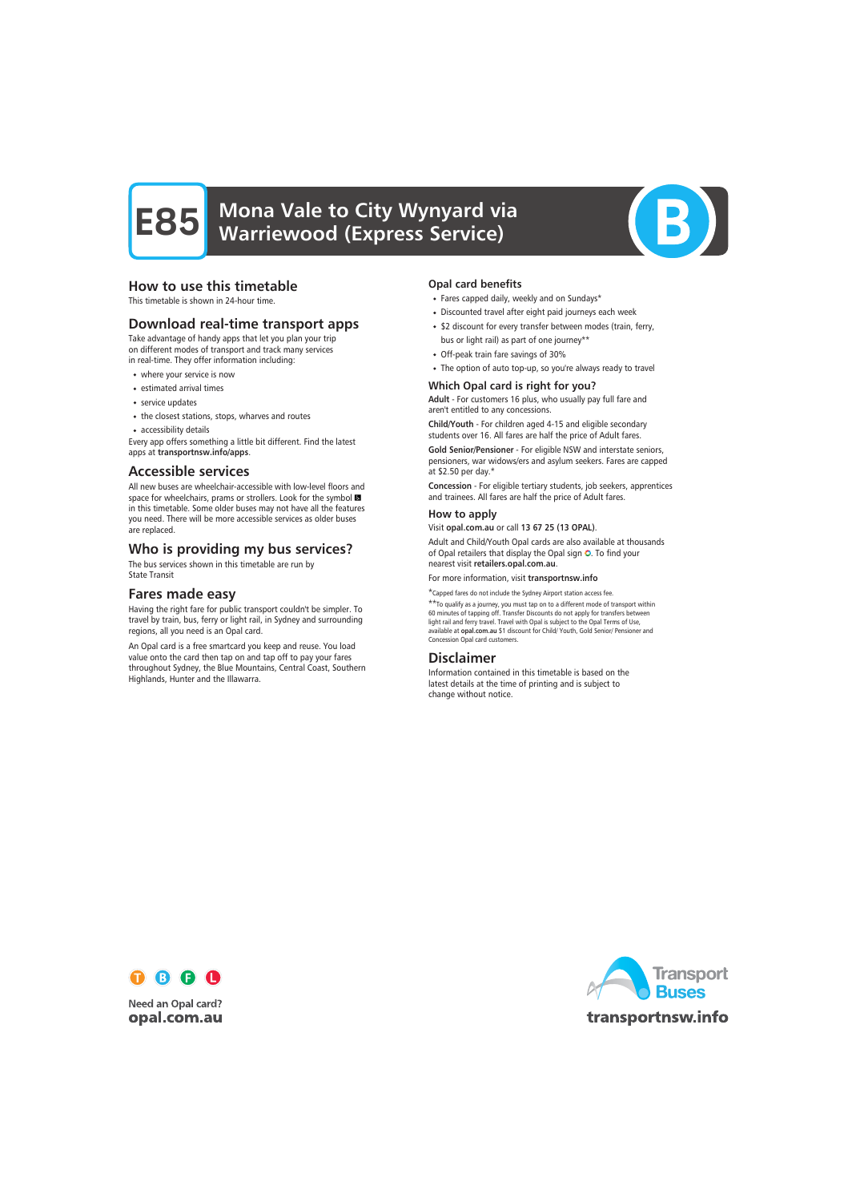# E85 Mona Vale to City Wynyard via Warriewood (Express Service)

## How to use this timetable

This timetable is shown in 24-hour time.

## Download real-time transport apps

Take advantage of handy apps that let you plan your trip on different modes of transport and track many services in real-time. They offer information including:

- where your service is now
- estimated arrival times
- service updates
- the closest stations, stops, wharves and routes
- accessibility details

Every app offers something a little bit different. Find the latest apps at **transportnsw.info/apps**.

## Accessible services

All new buses are wheelchair-accessible with low-level floors and space for wheelchairs, prams or strollers. Look for the symbol in this timetable. Some older buses may not have all the features you need. There will be more accessible services as older buses are replaced.

## Who is providing my bus services?

The bus services shown in this timetable are run by State Transit

## Fares made easy

Having the right fare for public transport couldn't be simpler. To travel by train, bus, ferry or light rail, in Sydney and surrounding regions, all you need is an Opal card.

An Opal card is a free smartcard you keep and reuse. You load value onto the card then tap on and tap off to pay your fares throughout Sydney, the Blue Mountains, Central Coast, Southern Highlands, Hunter and the Illawarra.

### Opal card benefits

- Fares capped daily, weekly and on Sundays*
- Discounted travel after eight paid journeys each week
- $2 discount for every transfer between modes (train, ferry, bus or light rail) as part of one journey**
- Off-peak train fare savings of 30%
- The option of auto top-up, so you're always ready to travel

### Which Opal card is right for you?

**Adult** - For customers 16 plus, who usually pay full fare and aren't entitled to any concessions.

**Child/Youth** - For children aged 4-15 and eligible secondary students over 16. All fares are half the price of Adult fares.

**Gold Senior/Pensioner** - For eligible NSW and interstate seniors, pensioners, war widows/ers and asylum seekers. Fares are capped at $2.50 per day.*

**Concession** - For eligible tertiary students, job seekers, apprentices and trainees. All fares are half the price of Adult fares.

### How to apply

Visit **opal.com.au** or call **13 67 25 (13 OPAL)**.

Adult and Child/Youth Opal cards are also available at thousands of Opal retailers that display the Opal sign. To find your nearest visit **retailers.opal.com.au**.

For more information, visit **transportnsw.info**

*Capped fares do not include the Sydney Airport station access fee.

**To qualify as a journey, you must tap on to a different mode of transport within 60 minutes of tapping off. Transfer Discounts do not apply for transfers between light rail and ferry travel. Travel with Opal is subject to the Opal Terms of Use, available at **opal.com.au** $1 discount for Child/ Youth, Gold Senior/ Pensioner and Concession Opal card customers.

## Disclaimer

Information contained in this timetable is based on the latest details at the time of printing and is subject to change without notice.

Need an Opal card?
**opal.com.au**

Transport Buses
**transportnsw.info**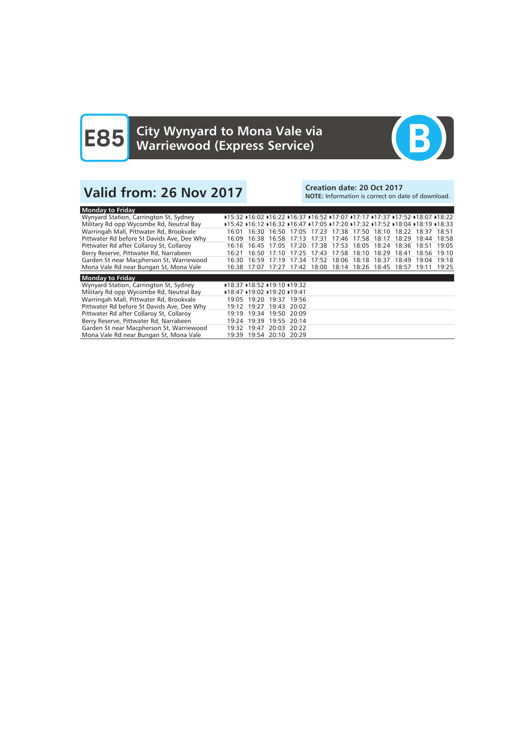# E85 City Wynyard to Mona Vale via Warriewood (Express Service)

B

## Valid from: 26 Nov 2017

**Creation date: 20 Oct 2017**
**NOTE:** Information is correct on date of download.

| Monday to Friday | | | | | | | | | | | |
|---|---|---|---|---|---|---|---|---|---|---|---|
| Wynyard Station, Carrington St, Sydney | ▸15:32 | ▸16:02 | ▸16:22 | ▸16:37 | ▸16:52 | ▸17:07 | ▸17:17 | ▸17:37 | ▸17:52 | ▸18:07 | ▸18:22 |
| Military Rd opp Wycombe Rd, Neutral Bay | ▸15:42 | ▸16:12 | ▸16:32 | ▸16:47 | ▸17:05 | ▸17:20 | ▸17:32 | ▸17:52 | ▸18:04 | ▸18:19 | ▸18:33 |
| Warringah Mall, Pittwater Rd, Brookvale | 16:01 | 16:30 | 16:50 | 17:05 | 17:23 | 17:38 | 17:50 | 18:10 | 18:22 | 18:37 | 18:51 |
| Pittwater Rd before St Davids Ave, Dee Why | 16:09 | 16:38 | 16:58 | 17:13 | 17:31 | 17:46 | 17:58 | 18:17 | 18:29 | 18:44 | 18:58 |
| Pittwater Rd after Collaroy St, Collaroy | 16:16 | 16:45 | 17:05 | 17:20 | 17:38 | 17:53 | 18:05 | 18:24 | 18:36 | 18:51 | 19:05 |
| Berry Reserve, Pittwater Rd, Narrabeen | 16:21 | 16:50 | 17:10 | 17:25 | 17:43 | 17:58 | 18:10 | 18:29 | 18:41 | 18:56 | 19:10 |
| Garden St near Macpherson St, Warriewood | 16:30 | 16:59 | 17:19 | 17:34 | 17:52 | 18:06 | 18:18 | 18:37 | 18:49 | 19:04 | 19:18 |
| Mona Vale Rd near Bungan St, Mona Vale | 16:38 | 17:07 | 17:27 | 17:42 | 18:00 | 18:14 | 18:26 | 18:45 | 18:57 | 19:11 | 19:25 |

| Monday to Friday | | | | |
|---|---|---|---|---|
| Wynyard Station, Carrington St, Sydney | ▸18:37 | ▸18:52 | ▸19:10 | ▸19:32 |
| Military Rd opp Wycombe Rd, Neutral Bay | ▸18:47 | ▸19:02 | ▸19:20 | ▸19:41 |
| Warringah Mall, Pittwater Rd, Brookvale | 19:05 | 19:20 | 19:37 | 19:56 |
| Pittwater Rd before St Davids Ave, Dee Why | 19:12 | 19:27 | 19:43 | 20:02 |
| Pittwater Rd after Collaroy St, Collaroy | 19:19 | 19:34 | 19:50 | 20:09 |
| Berry Reserve, Pittwater Rd, Narrabeen | 19:24 | 19:39 | 19:55 | 20:14 |
| Garden St near Macpherson St, Warriewood | 19:32 | 19:47 | 20:03 | 20:22 |
| Mona Vale Rd near Bungan St, Mona Vale | 19:39 | 19:54 | 20:10 | 20:29 |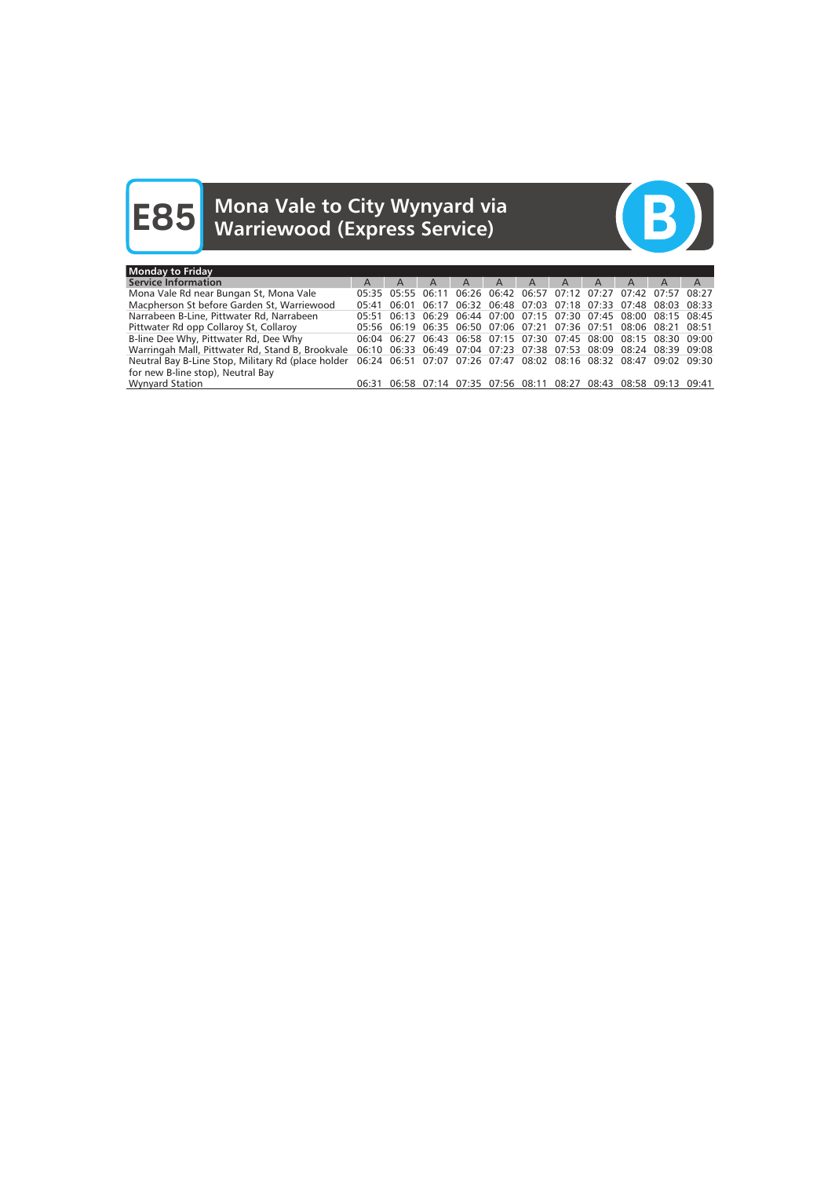# E85 Mona Vale to City Wynyard via Warriewood (Express Service)

B

| Monday to Friday | | | | | | | | | | | |
|---|---|---|---|---|---|---|---|---|---|---|---|
| **Service Information** | A | A | A | A | A | A | A | A | A | A | A |
| Mona Vale Rd near Bungan St, Mona Vale | 05:35 | 05:55 | 06:11 | 06:26 | 06:42 | 06:57 | 07:12 | 07:27 | 07:42 | 07:57 | 08:27 |
| Macpherson St before Garden St, Warriewood | 05:41 | 06:01 | 06:17 | 06:32 | 06:48 | 07:03 | 07:18 | 07:33 | 07:48 | 08:03 | 08:33 |
| Narrabeen B-Line, Pittwater Rd, Narrabeen | 05:51 | 06:13 | 06:29 | 06:44 | 07:00 | 07:15 | 07:30 | 07:45 | 08:00 | 08:15 | 08:45 |
| Pittwater Rd opp Collaroy St, Collaroy | 05:56 | 06:19 | 06:35 | 06:50 | 07:06 | 07:21 | 07:36 | 07:51 | 08:06 | 08:21 | 08:51 |
| B-line Dee Why, Pittwater Rd, Dee Why | 06:04 | 06:27 | 06:43 | 06:58 | 07:15 | 07:30 | 07:45 | 08:00 | 08:15 | 08:30 | 09:00 |
| Warringah Mall, Pittwater Rd, Stand B, Brookvale | 06:10 | 06:33 | 06:49 | 07:04 | 07:23 | 07:38 | 07:53 | 08:09 | 08:24 | 08:39 | 09:08 |
| Neutral Bay B-Line Stop, Military Rd (place holder for new B-line stop), Neutral Bay | 06:24 | 06:51 | 07:07 | 07:26 | 07:47 | 08:02 | 08:16 | 08:32 | 08:47 | 09:02 | 09:30 |
| Wynyard Station | 06:31 | 06:58 | 07:14 | 07:35 | 07:56 | 08:11 | 08:27 | 08:43 | 08:58 | 09:13 | 09:41 |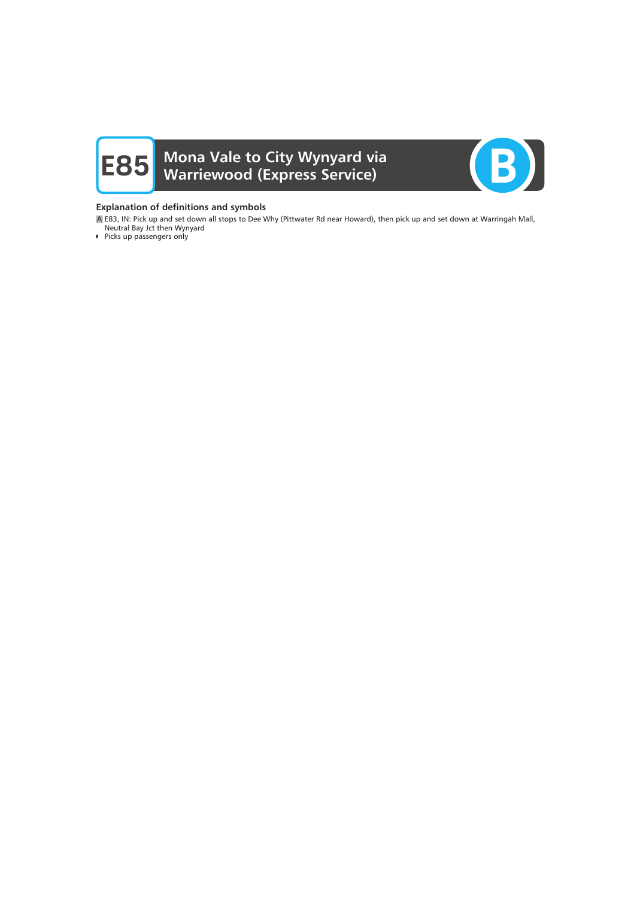# E85 Mona Vale to City Wynyard via Warriewood (Express Service)

B

**Explanation of definitions and symbols**

A E83, IN: Pick up and set down all stops to Dee Why (Pittwater Rd near Howard), then pick up and set down at Warringah Mall, Neutral Bay Jct then Wynyard

◗ Picks up passengers only